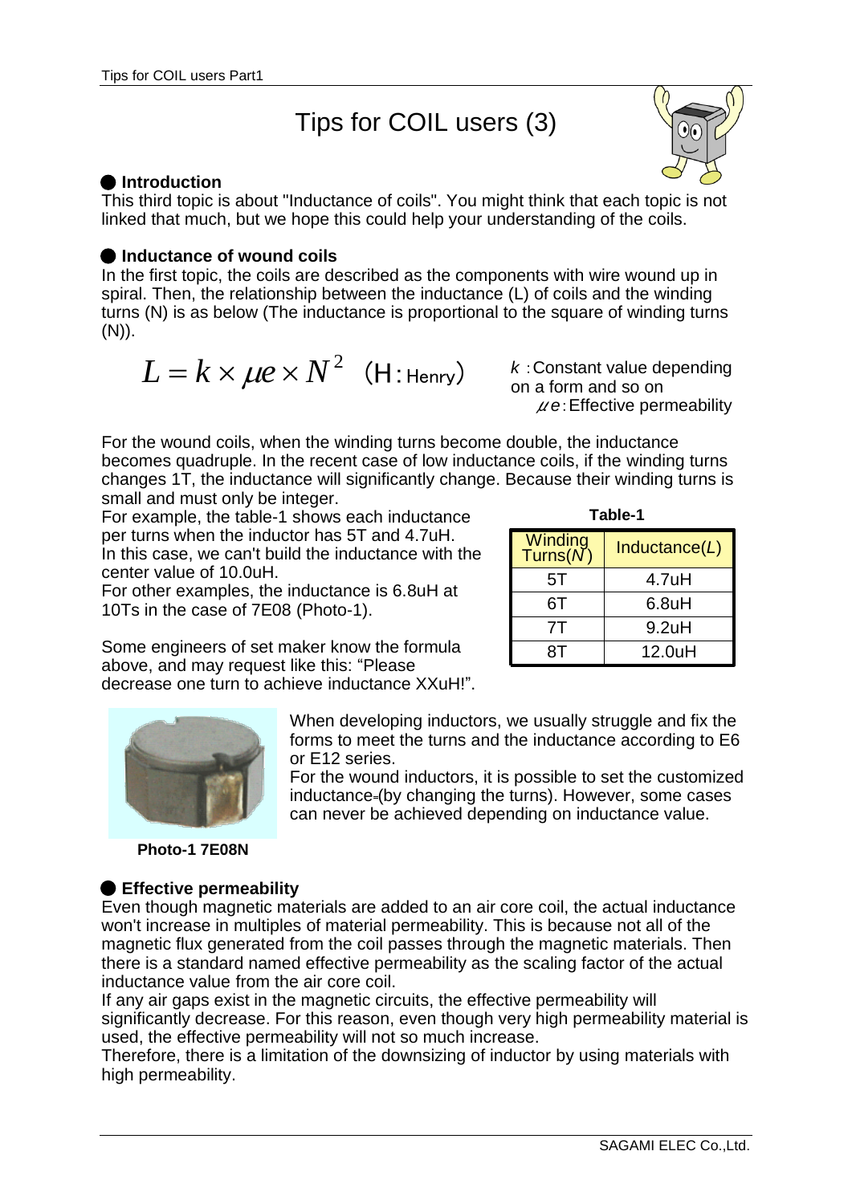# Tips for COIL users (3)

## ● Introduction

This third topic is about "Inductance of coils". You might think that each topic is not linked that much, but we hope this could help your understanding of the coils.

## ● Inductance of wound coils

In the first topic, the coils are described as the components with wire wound up in spiral. Then, the relationship between the inductance (L) of coils and the winding turns (N) is as below (The inductance is proportional to the square of winding turns (N)).

$$L = k \times \mu e \times N^2 \quad (\text{H: Henry})$$

$k$ : Constant value depending on a form and so on
$\mu e$ : Effective permeability

For the wound coils, when the winding turns become double, the inductance becomes quadruple. In the recent case of low inductance coils, if the winding turns changes 1T, the inductance will significantly change. Because their winding turns is small and must only be integer.

For example, the table-1 shows each inductance per turns when the inductor has 5T and 4.7uH.
In this case, we can't build the inductance with the center value of 10.0uH.
For other examples, the inductance is 6.8uH at 10Ts in the case of 7E08 (Photo-1).

**Table-1**

| Winding Turns($N$) | Inductance($L$) |
|---|---|
| 5T | 4.7uH |
| 6T | 6.8uH |
| 7T | 9.2uH |
| 8T | 12.0uH |

Some engineers of set maker know the formula above, and may request like this: "Please decrease one turn to achieve inductance XXuH!".

When developing inductors, we usually struggle and fix the forms to meet the turns and the inductance according to E6 or E12 series.
For the wound inductors, it is possible to set the customized inductance (by changing the turns). However, some cases can never be achieved depending on inductance value.

**Photo-1 7E08N**

## ● Effective permeability

Even though magnetic materials are added to an air core coil, the actual inductance won't increase in multiples of material permeability. This is because not all of the magnetic flux generated from the coil passes through the magnetic materials. Then there is a standard named effective permeability as the scaling factor of the actual inductance value from the air core coil.
If any air gaps exist in the magnetic circuits, the effective permeability will significantly decrease. For this reason, even though very high permeability material is used, the effective permeability will not so much increase.
Therefore, there is a limitation of the downsizing of inductor by using materials with high permeability.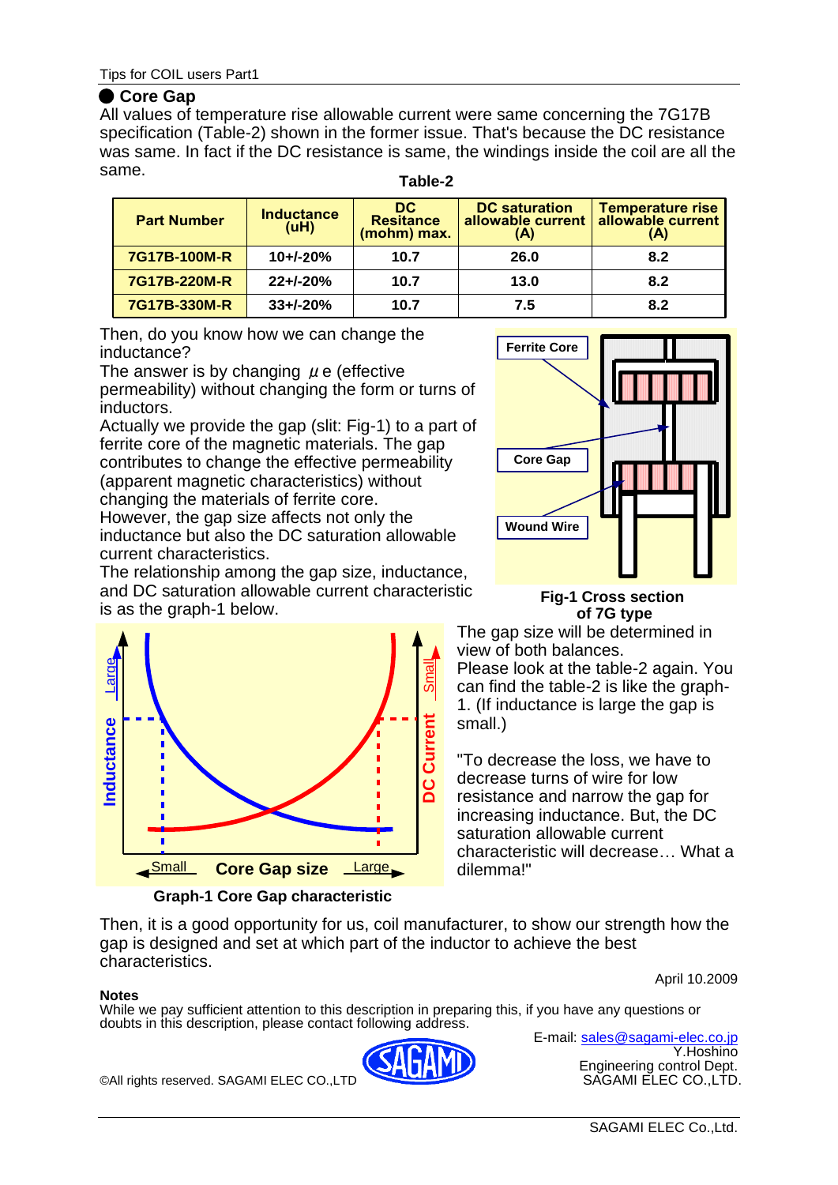## ● Core Gap

All values of temperature rise allowable current were same concerning the 7G17B specification (Table-2) shown in the former issue. That's because the DC resistance was same. In fact if the DC resistance is same, the windings inside the coil are all the same.

**Table-2**

| Part Number | Inductance (uH) | DC Resitance (mohm) max. | DC saturation allowable current (A) | Temperature rise allowable current (A) |
|---|---|---|---|---|
| 7G17B-100M-R | 10+/-20% | 10.7 | 26.0 | 8.2 |
| 7G17B-220M-R | 22+/-20% | 10.7 | 13.0 | 8.2 |
| 7G17B-330M-R | 33+/-20% | 10.7 | 7.5 | 8.2 |

Then, do you know how we can change the inductance?

The answer is by changing $\mu$e (effective permeability) without changing the form or turns of inductors.

Actually we provide the gap (slit: Fig-1) to a part of ferrite core of the magnetic materials. The gap contributes to change the effective permeability (apparent magnetic characteristics) without changing the materials of ferrite core.

However, the gap size affects not only the inductance but also the DC saturation allowable current characteristics.

The relationship among the gap size, inductance, and DC saturation allowable current characteristic is as the graph-1 below.

Ferrite Core

Core Gap

Wound Wire

**Fig-1 Cross section of 7G type**

Large

Inductance

Small

DC Current

Small

Core Gap size

Large

**Graph-1 Core Gap characteristic**

The gap size will be determined in view of both balances.

Please look at the table-2 again. You can find the table-2 is like the graph-1. (If inductance is large the gap is small.)

"To decrease the loss, we have to decrease turns of wire for low resistance and narrow the gap for increasing inductance. But, the DC saturation allowable current characteristic will decrease… What a dilemma!"

Then, it is a good opportunity for us, coil manufacturer, to show our strength how the gap is designed and set at which part of the inductor to achieve the best characteristics.

April 10.2009

**Notes**

While we pay sufficient attention to this description in preparing this, if you have any questions or doubts in this description, please contact following address.

E-mail: sales@sagami-elec.co.jp
Y.Hoshino
Engineering control Dept.
SAGAMI ELEC CO.,LTD.

SAGAMI

©All rights reserved. SAGAMI ELEC CO.,LTD